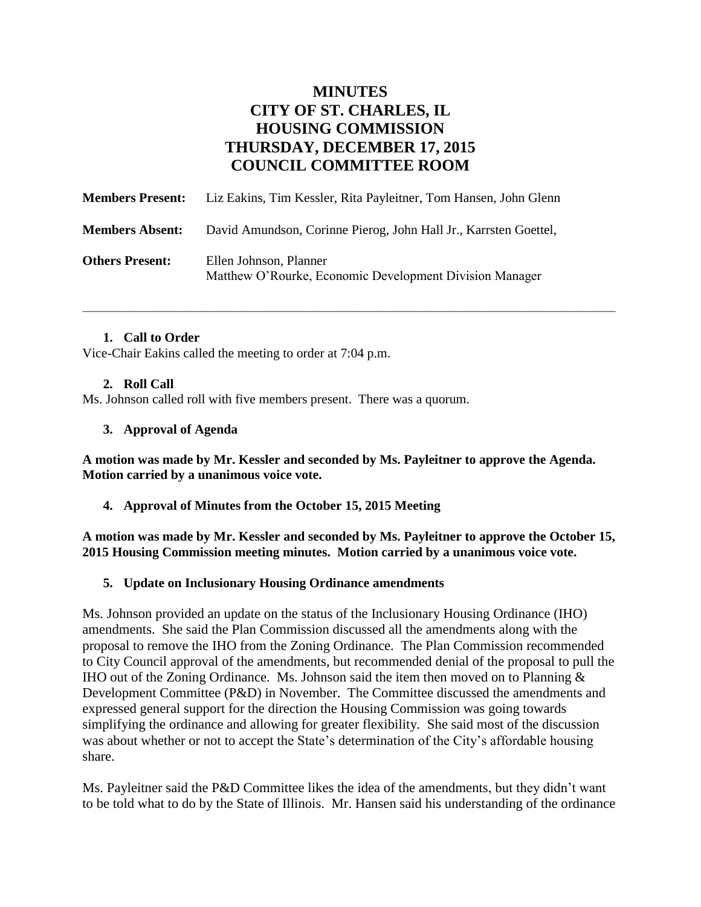# MINUTES
# CITY OF ST. CHARLES, IL
# HOUSING COMMISSION
# THURSDAY, DECEMBER 17, 2015
# COUNCIL COMMITTEE ROOM

**Members Present:** Liz Eakins, Tim Kessler, Rita Payleitner, Tom Hansen, John Glenn

**Members Absent:** David Amundson, Corinne Pierog, John Hall Jr., Karrsten Goettel,

**Others Present:** Ellen Johnson, Planner
Matthew O'Rourke, Economic Development Division Manager

---

### 1. Call to Order

Vice-Chair Eakins called the meeting to order at 7:04 p.m.

### 2. Roll Call

Ms. Johnson called roll with five members present. There was a quorum.

### 3. Approval of Agenda

**A motion was made by Mr. Kessler and seconded by Ms. Payleitner to approve the Agenda. Motion carried by a unanimous voice vote.**

### 4. Approval of Minutes from the October 15, 2015 Meeting

**A motion was made by Mr. Kessler and seconded by Ms. Payleitner to approve the October 15, 2015 Housing Commission meeting minutes. Motion carried by a unanimous voice vote.**

### 5. Update on Inclusionary Housing Ordinance amendments

Ms. Johnson provided an update on the status of the Inclusionary Housing Ordinance (IHO) amendments. She said the Plan Commission discussed all the amendments along with the proposal to remove the IHO from the Zoning Ordinance. The Plan Commission recommended to City Council approval of the amendments, but recommended denial of the proposal to pull the IHO out of the Zoning Ordinance. Ms. Johnson said the item then moved on to Planning & Development Committee (P&D) in November. The Committee discussed the amendments and expressed general support for the direction the Housing Commission was going towards simplifying the ordinance and allowing for greater flexibility. She said most of the discussion was about whether or not to accept the State's determination of the City's affordable housing share.

Ms. Payleitner said the P&D Committee likes the idea of the amendments, but they didn't want to be told what to do by the State of Illinois. Mr. Hansen said his understanding of the ordinance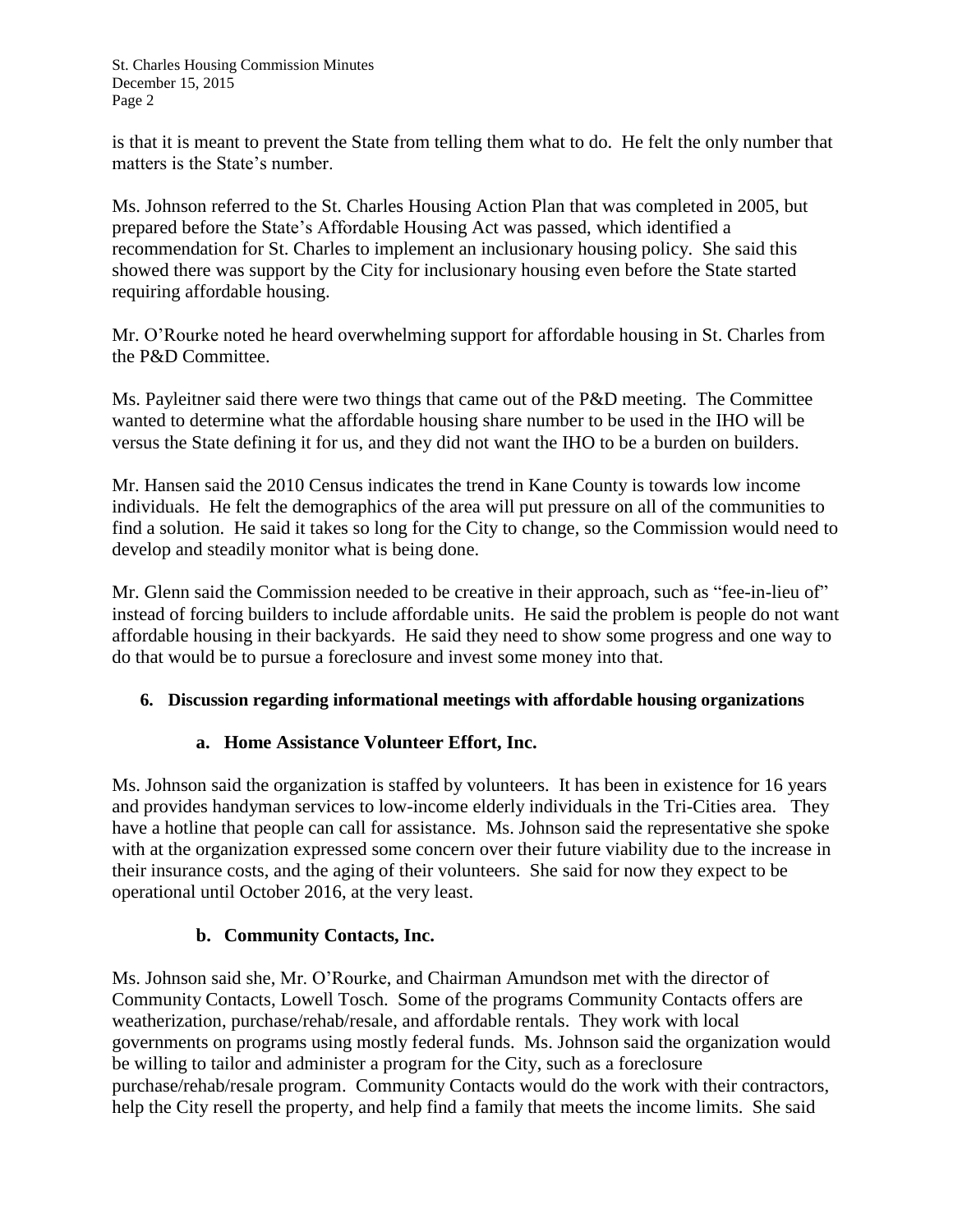is that it is meant to prevent the State from telling them what to do. He felt the only number that matters is the State's number.

Ms. Johnson referred to the St. Charles Housing Action Plan that was completed in 2005, but prepared before the State's Affordable Housing Act was passed, which identified a recommendation for St. Charles to implement an inclusionary housing policy. She said this showed there was support by the City for inclusionary housing even before the State started requiring affordable housing.

Mr. O'Rourke noted he heard overwhelming support for affordable housing in St. Charles from the P&D Committee.

Ms. Payleitner said there were two things that came out of the P&D meeting. The Committee wanted to determine what the affordable housing share number to be used in the IHO will be versus the State defining it for us, and they did not want the IHO to be a burden on builders.

Mr. Hansen said the 2010 Census indicates the trend in Kane County is towards low income individuals. He felt the demographics of the area will put pressure on all of the communities to find a solution. He said it takes so long for the City to change, so the Commission would need to develop and steadily monitor what is being done.

Mr. Glenn said the Commission needed to be creative in their approach, such as "fee-in-lieu of" instead of forcing builders to include affordable units. He said the problem is people do not want affordable housing in their backyards. He said they need to show some progress and one way to do that would be to pursue a foreclosure and invest some money into that.

## 6. Discussion regarding informational meetings with affordable housing organizations

### a. Home Assistance Volunteer Effort, Inc.

Ms. Johnson said the organization is staffed by volunteers. It has been in existence for 16 years and provides handyman services to low-income elderly individuals in the Tri-Cities area. They have a hotline that people can call for assistance. Ms. Johnson said the representative she spoke with at the organization expressed some concern over their future viability due to the increase in their insurance costs, and the aging of their volunteers. She said for now they expect to be operational until October 2016, at the very least.

### b. Community Contacts, Inc.

Ms. Johnson said she, Mr. O'Rourke, and Chairman Amundson met with the director of Community Contacts, Lowell Tosch. Some of the programs Community Contacts offers are weatherization, purchase/rehab/resale, and affordable rentals. They work with local governments on programs using mostly federal funds. Ms. Johnson said the organization would be willing to tailor and administer a program for the City, such as a foreclosure purchase/rehab/resale program. Community Contacts would do the work with their contractors, help the City resell the property, and help find a family that meets the income limits. She said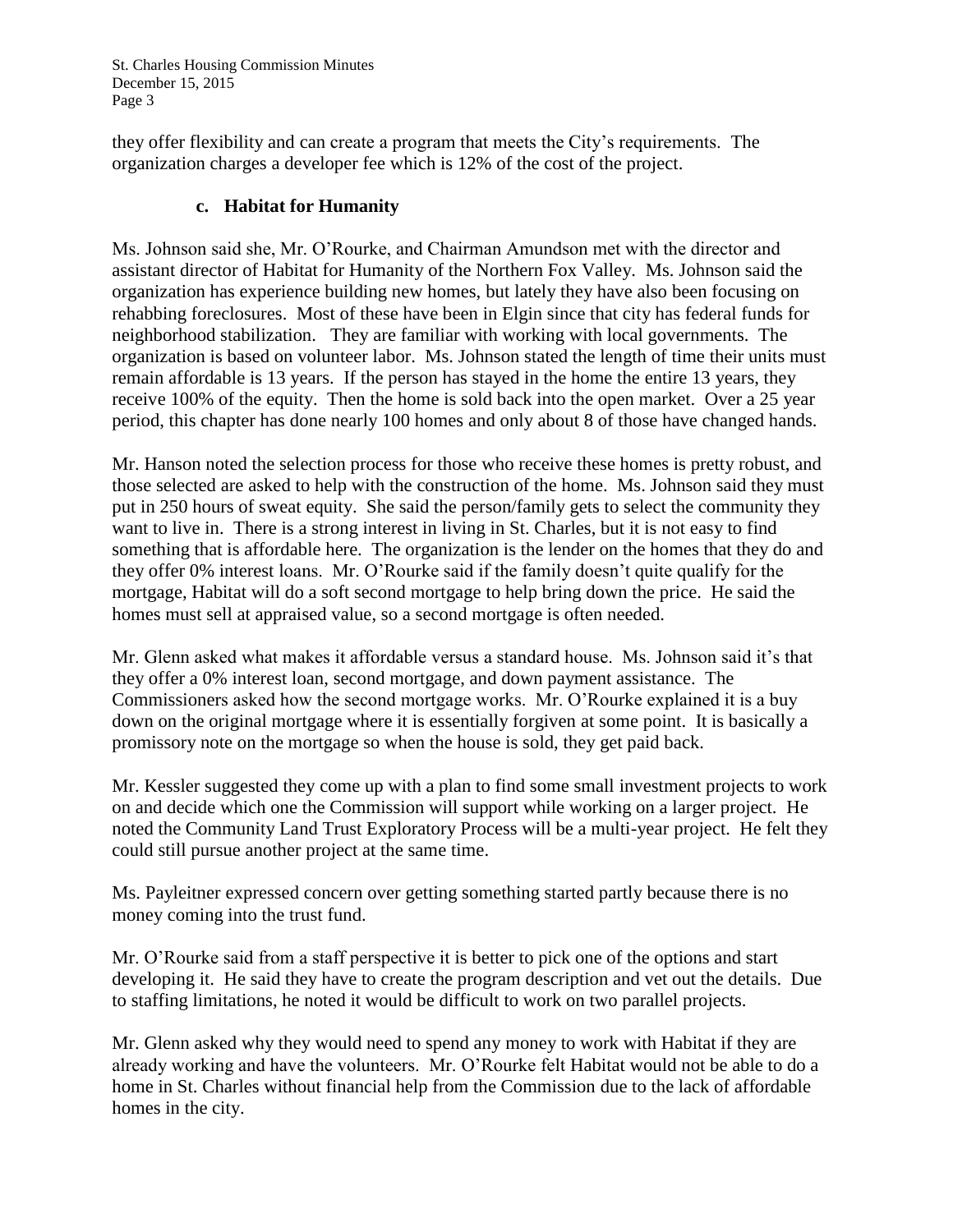they offer flexibility and can create a program that meets the City's requirements. The organization charges a developer fee which is 12% of the cost of the project.

### c. Habitat for Humanity

Ms. Johnson said she, Mr. O'Rourke, and Chairman Amundson met with the director and assistant director of Habitat for Humanity of the Northern Fox Valley. Ms. Johnson said the organization has experience building new homes, but lately they have also been focusing on rehabbing foreclosures. Most of these have been in Elgin since that city has federal funds for neighborhood stabilization. They are familiar with working with local governments. The organization is based on volunteer labor. Ms. Johnson stated the length of time their units must remain affordable is 13 years. If the person has stayed in the home the entire 13 years, they receive 100% of the equity. Then the home is sold back into the open market. Over a 25 year period, this chapter has done nearly 100 homes and only about 8 of those have changed hands.

Mr. Hanson noted the selection process for those who receive these homes is pretty robust, and those selected are asked to help with the construction of the home. Ms. Johnson said they must put in 250 hours of sweat equity. She said the person/family gets to select the community they want to live in. There is a strong interest in living in St. Charles, but it is not easy to find something that is affordable here. The organization is the lender on the homes that they do and they offer 0% interest loans. Mr. O'Rourke said if the family doesn't quite qualify for the mortgage, Habitat will do a soft second mortgage to help bring down the price. He said the homes must sell at appraised value, so a second mortgage is often needed.

Mr. Glenn asked what makes it affordable versus a standard house. Ms. Johnson said it's that they offer a 0% interest loan, second mortgage, and down payment assistance. The Commissioners asked how the second mortgage works. Mr. O'Rourke explained it is a buy down on the original mortgage where it is essentially forgiven at some point. It is basically a promissory note on the mortgage so when the house is sold, they get paid back.

Mr. Kessler suggested they come up with a plan to find some small investment projects to work on and decide which one the Commission will support while working on a larger project. He noted the Community Land Trust Exploratory Process will be a multi-year project. He felt they could still pursue another project at the same time.

Ms. Payleitner expressed concern over getting something started partly because there is no money coming into the trust fund.

Mr. O'Rourke said from a staff perspective it is better to pick one of the options and start developing it. He said they have to create the program description and vet out the details. Due to staffing limitations, he noted it would be difficult to work on two parallel projects.

Mr. Glenn asked why they would need to spend any money to work with Habitat if they are already working and have the volunteers. Mr. O'Rourke felt Habitat would not be able to do a home in St. Charles without financial help from the Commission due to the lack of affordable homes in the city.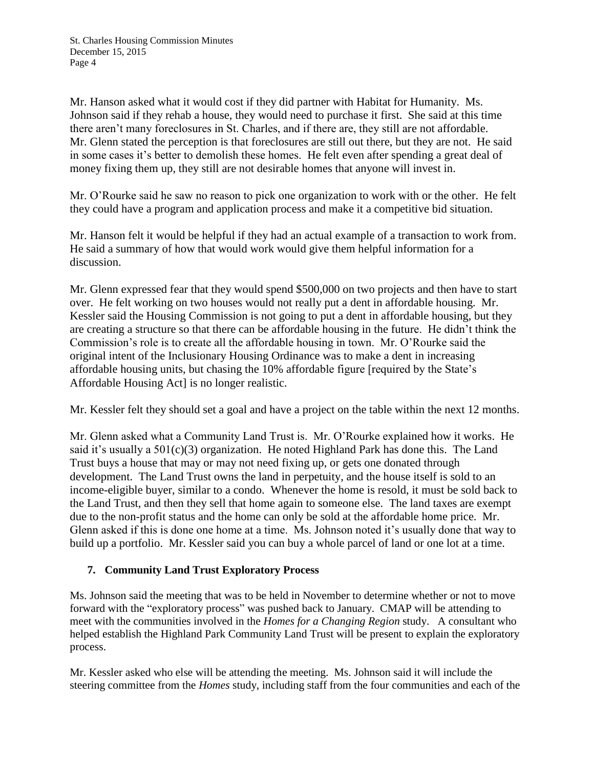Mr. Hanson asked what it would cost if they did partner with Habitat for Humanity. Ms. Johnson said if they rehab a house, they would need to purchase it first. She said at this time there aren't many foreclosures in St. Charles, and if there are, they still are not affordable. Mr. Glenn stated the perception is that foreclosures are still out there, but they are not. He said in some cases it's better to demolish these homes. He felt even after spending a great deal of money fixing them up, they still are not desirable homes that anyone will invest in.

Mr. O'Rourke said he saw no reason to pick one organization to work with or the other. He felt they could have a program and application process and make it a competitive bid situation.

Mr. Hanson felt it would be helpful if they had an actual example of a transaction to work from. He said a summary of how that would work would give them helpful information for a discussion.

Mr. Glenn expressed fear that they would spend $500,000 on two projects and then have to start over. He felt working on two houses would not really put a dent in affordable housing. Mr. Kessler said the Housing Commission is not going to put a dent in affordable housing, but they are creating a structure so that there can be affordable housing in the future. He didn't think the Commission's role is to create all the affordable housing in town. Mr. O'Rourke said the original intent of the Inclusionary Housing Ordinance was to make a dent in increasing affordable housing units, but chasing the 10% affordable figure [required by the State's Affordable Housing Act] is no longer realistic.

Mr. Kessler felt they should set a goal and have a project on the table within the next 12 months.

Mr. Glenn asked what a Community Land Trust is. Mr. O'Rourke explained how it works. He said it's usually a 501(c)(3) organization. He noted Highland Park has done this. The Land Trust buys a house that may or may not need fixing up, or gets one donated through development. The Land Trust owns the land in perpetuity, and the house itself is sold to an income-eligible buyer, similar to a condo. Whenever the home is resold, it must be sold back to the Land Trust, and then they sell that home again to someone else. The land taxes are exempt due to the non-profit status and the home can only be sold at the affordable home price. Mr. Glenn asked if this is done one home at a time. Ms. Johnson noted it's usually done that way to build up a portfolio. Mr. Kessler said you can buy a whole parcel of land or one lot at a time.

### 7. Community Land Trust Exploratory Process

Ms. Johnson said the meeting that was to be held in November to determine whether or not to move forward with the "exploratory process" was pushed back to January. CMAP will be attending to meet with the communities involved in the *Homes for a Changing Region* study. A consultant who helped establish the Highland Park Community Land Trust will be present to explain the exploratory process.

Mr. Kessler asked who else will be attending the meeting. Ms. Johnson said it will include the steering committee from the *Homes* study, including staff from the four communities and each of the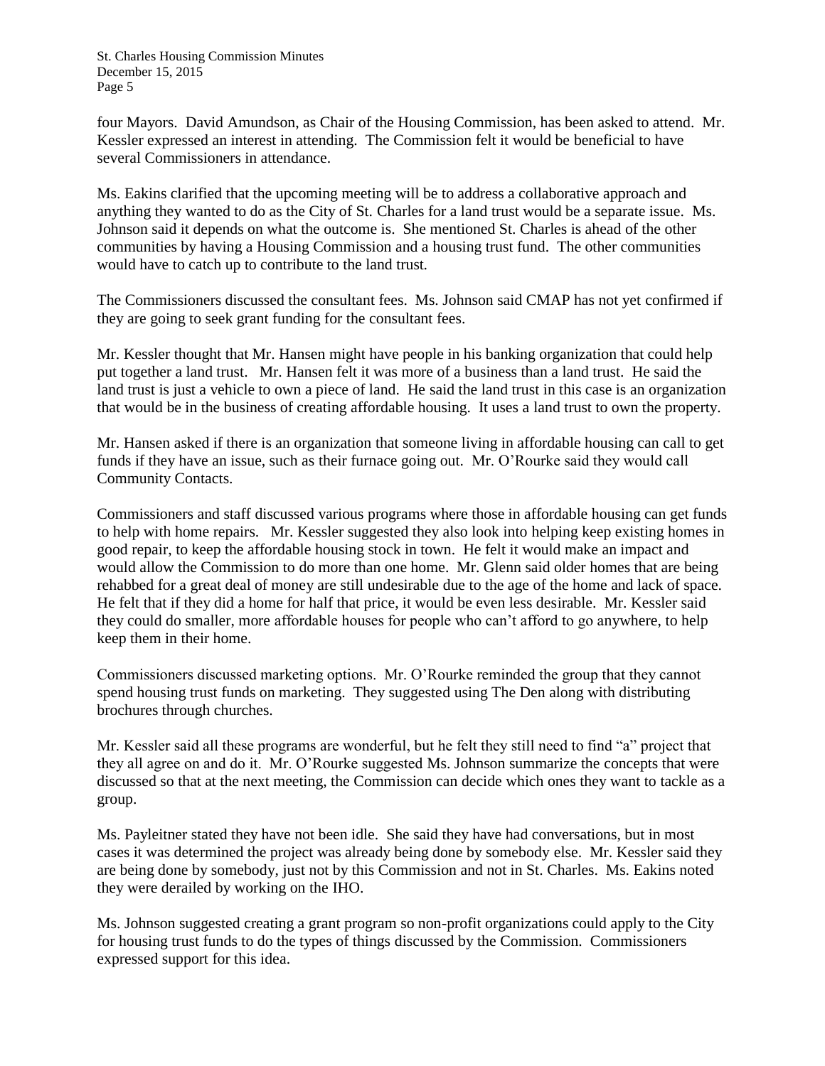four Mayors. David Amundson, as Chair of the Housing Commission, has been asked to attend. Mr. Kessler expressed an interest in attending. The Commission felt it would be beneficial to have several Commissioners in attendance.

Ms. Eakins clarified that the upcoming meeting will be to address a collaborative approach and anything they wanted to do as the City of St. Charles for a land trust would be a separate issue. Ms. Johnson said it depends on what the outcome is. She mentioned St. Charles is ahead of the other communities by having a Housing Commission and a housing trust fund. The other communities would have to catch up to contribute to the land trust.

The Commissioners discussed the consultant fees. Ms. Johnson said CMAP has not yet confirmed if they are going to seek grant funding for the consultant fees.

Mr. Kessler thought that Mr. Hansen might have people in his banking organization that could help put together a land trust. Mr. Hansen felt it was more of a business than a land trust. He said the land trust is just a vehicle to own a piece of land. He said the land trust in this case is an organization that would be in the business of creating affordable housing. It uses a land trust to own the property.

Mr. Hansen asked if there is an organization that someone living in affordable housing can call to get funds if they have an issue, such as their furnace going out. Mr. O'Rourke said they would call Community Contacts.

Commissioners and staff discussed various programs where those in affordable housing can get funds to help with home repairs. Mr. Kessler suggested they also look into helping keep existing homes in good repair, to keep the affordable housing stock in town. He felt it would make an impact and would allow the Commission to do more than one home. Mr. Glenn said older homes that are being rehabbed for a great deal of money are still undesirable due to the age of the home and lack of space. He felt that if they did a home for half that price, it would be even less desirable. Mr. Kessler said they could do smaller, more affordable houses for people who can't afford to go anywhere, to help keep them in their home.

Commissioners discussed marketing options. Mr. O'Rourke reminded the group that they cannot spend housing trust funds on marketing. They suggested using The Den along with distributing brochures through churches.

Mr. Kessler said all these programs are wonderful, but he felt they still need to find "a" project that they all agree on and do it. Mr. O'Rourke suggested Ms. Johnson summarize the concepts that were discussed so that at the next meeting, the Commission can decide which ones they want to tackle as a group.

Ms. Payleitner stated they have not been idle. She said they have had conversations, but in most cases it was determined the project was already being done by somebody else. Mr. Kessler said they are being done by somebody, just not by this Commission and not in St. Charles. Ms. Eakins noted they were derailed by working on the IHO.

Ms. Johnson suggested creating a grant program so non-profit organizations could apply to the City for housing trust funds to do the types of things discussed by the Commission. Commissioners expressed support for this idea.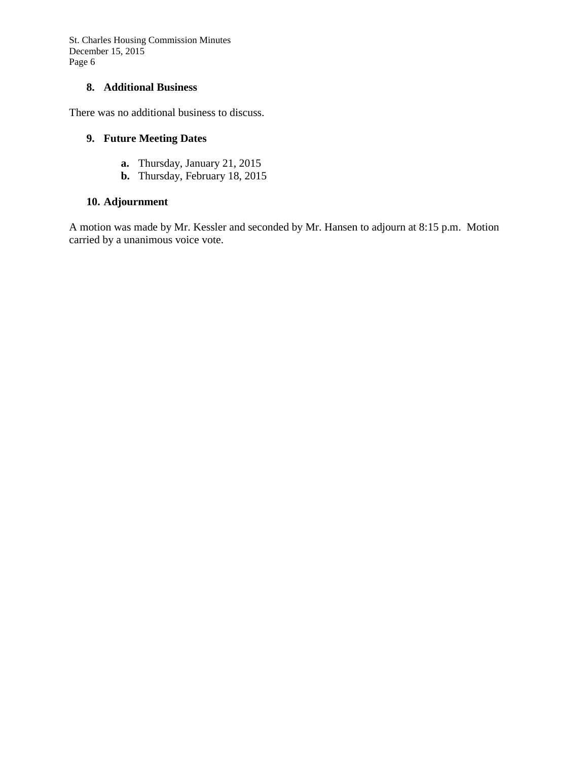**8. Additional Business**

There was no additional business to discuss.

**9. Future Meeting Dates**

- **a.** Thursday, January 21, 2015
- **b.** Thursday, February 18, 2015

**10. Adjournment**

A motion was made by Mr. Kessler and seconded by Mr. Hansen to adjourn at 8:15 p.m. Motion carried by a unanimous voice vote.